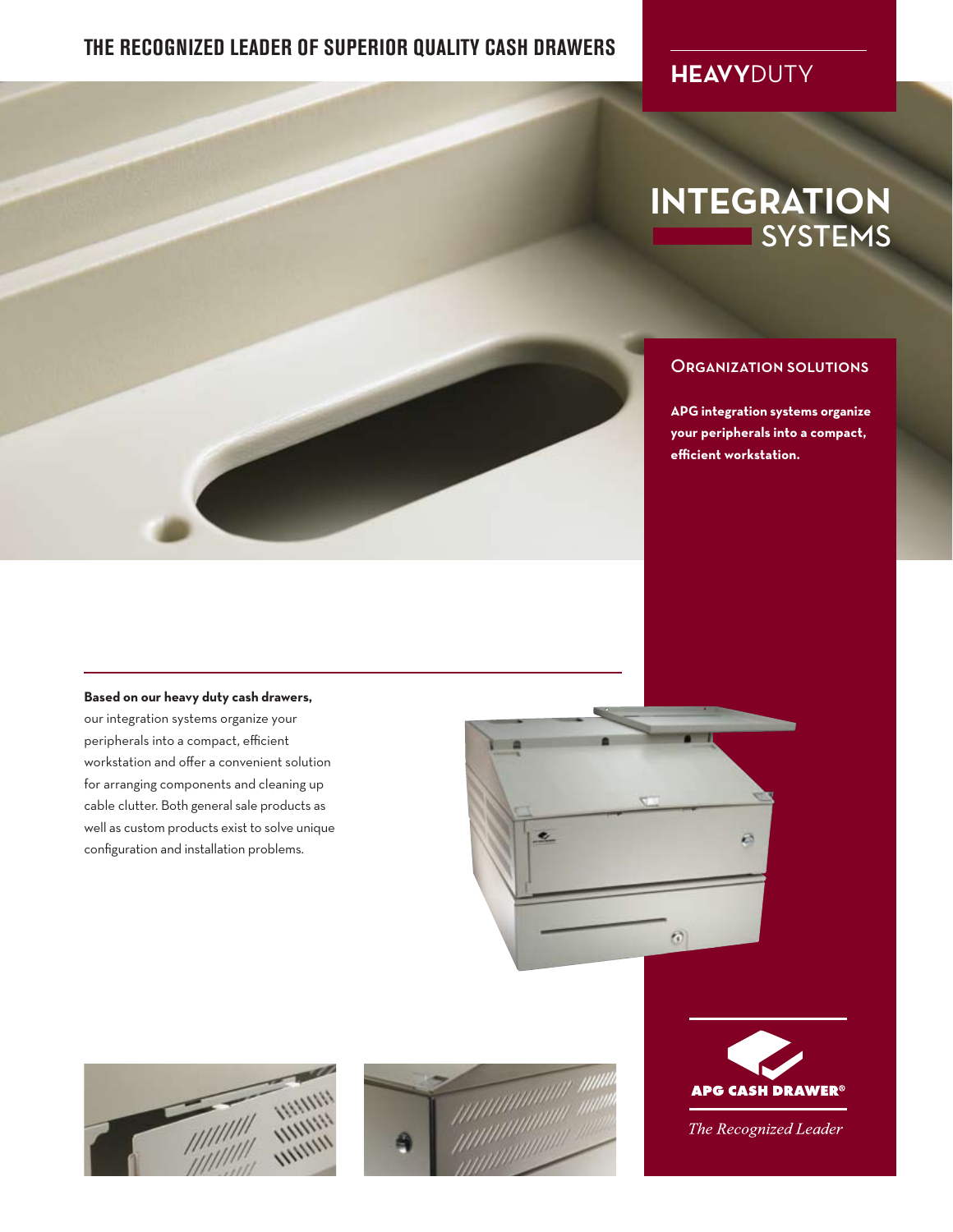# THE RECOGNIZED LEADER OF SUPERIOR QUALITY CASH DRAWERS

**HEAVY**DUTY

# INTEGRATION SYSTEMS

## Organization Solutions

**APG integration systems organize your peripherals into a compact, efficient workstation.**

**Based on our heavy duty cash drawers,** our integration systems organize your peripherals into a compact, efficient workstation and offer a convenient solution for arranging components and cleaning up cable clutter. Both general sale products as well as custom products exist to solve unique configuration and installation problems.

**APG CASH DRAWER®**

*The Recognized Leader*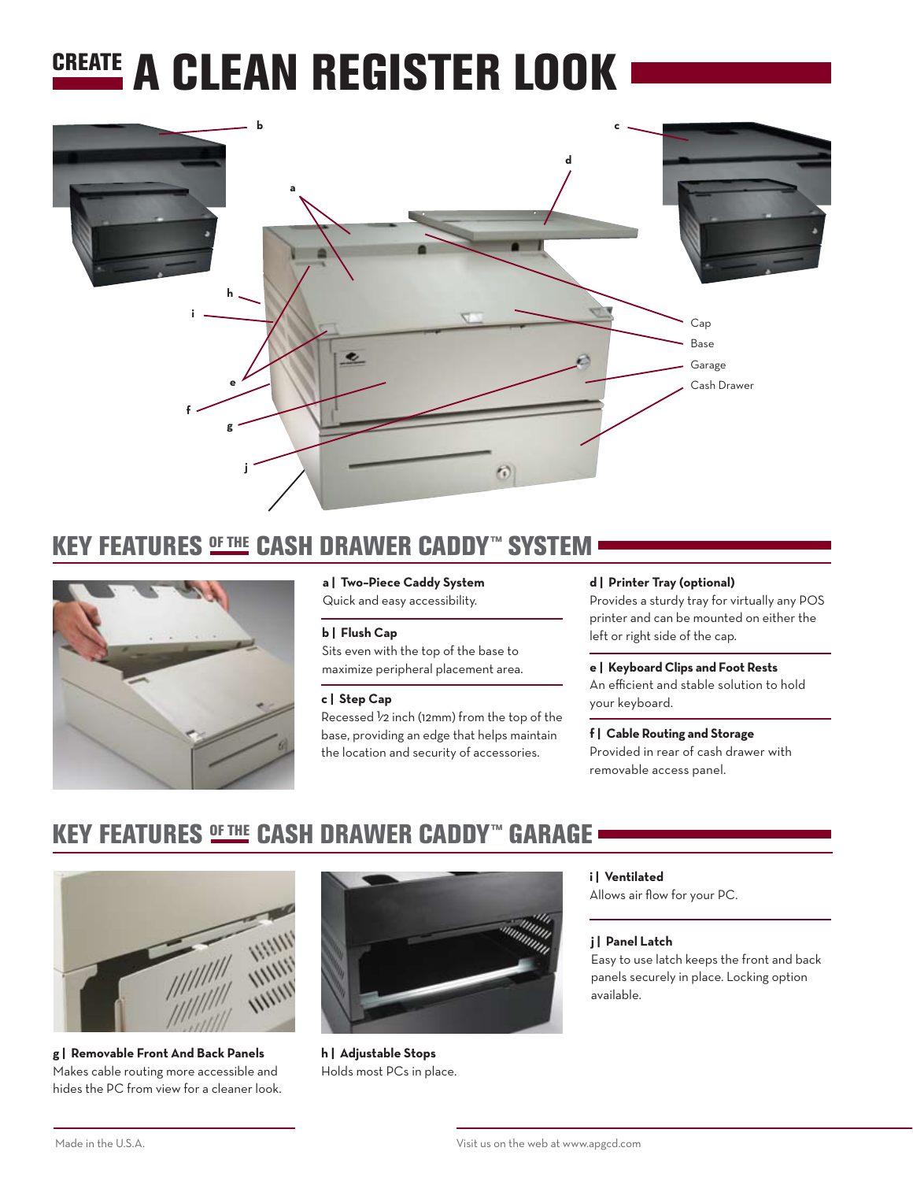# CREATE A CLEAN REGISTER LOOK

b

c

d

a

h

i

e

f

g

j

Cap

Base

Garage

Cash Drawer

## KEY FEATURES OF THE CASH DRAWER CADDY™ SYSTEM

**a | Two-Piece Caddy System**
Quick and easy accessibility.

**b | Flush Cap**
Sits even with the top of the base to maximize peripheral placement area.

**c | Step Cap**
Recessed ½ inch (12mm) from the top of the base, providing an edge that helps maintain the location and security of accessories.

**d | Printer Tray (optional)**
Provides a sturdy tray for virtually any POS printer and can be mounted on either the left or right side of the cap.

**e | Keyboard Clips and Foot Rests**
An efficient and stable solution to hold your keyboard.

**f | Cable Routing and Storage**
Provided in rear of cash drawer with removable access panel.

## KEY FEATURES OF THE CASH DRAWER CADDY™ GARAGE

**g | Removable Front And Back Panels**
Makes cable routing more accessible and hides the PC from view for a cleaner look.

**h | Adjustable Stops**
Holds most PCs in place.

**i | Ventilated**
Allows air flow for your PC.

**j | Panel Latch**
Easy to use latch keeps the front and back panels securely in place. Locking option available.

Made in the U.S.A.

Visit us on the web at www.apgcd.com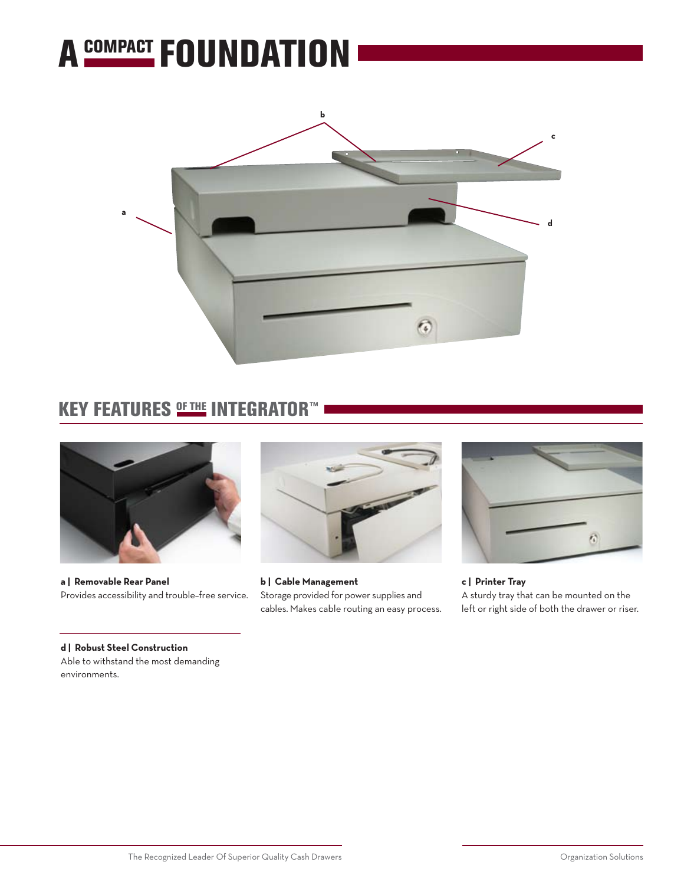# A COMPACT FOUNDATION

## KEY FEATURES OF THE INTEGRATOR™

**a | Removable Rear Panel**
Provides accessibility and trouble-free service.

**b | Cable Management**
Storage provided for power supplies and cables. Makes cable routing an easy process.

**c | Printer Tray**
A sturdy tray that can be mounted on the left or right side of both the drawer or riser.

**d | Robust Steel Construction**
Able to withstand the most demanding environments.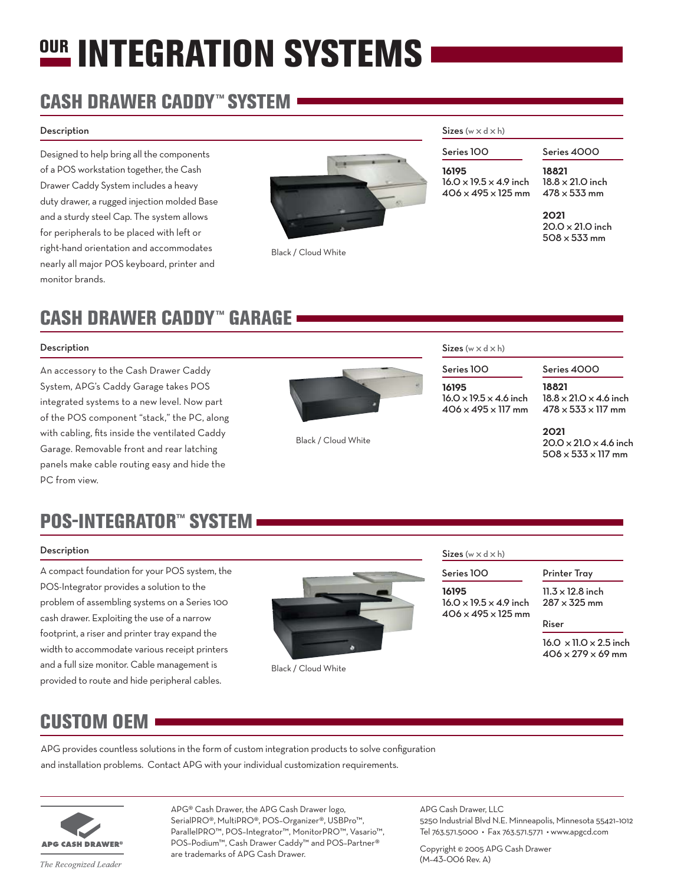# OUR INTEGRATION SYSTEMS

## CASH DRAWER CADDY™ SYSTEM

**Description**

Designed to help bring all the components of a POS workstation together, the Cash Drawer Caddy System includes a heavy duty drawer, a rugged injection molded Base and a sturdy steel Cap. The system allows for peripherals to be placed with left or right-hand orientation and accommodates nearly all major POS keyboard, printer and monitor brands.

Black / Cloud White

**Sizes** (w × d × h)

| Series 100 | Series 4000 |
|---|---|
| **16195**<br>16.0 × 19.5 × 4.9 inch<br>406 × 495 × 125 mm | **18821**<br>18.8 × 21.0 inch<br>478 × 533 mm |
| | **2021**<br>20.0 × 21.0 inch<br>508 × 533 mm |

## CASH DRAWER CADDY™ GARAGE

**Description**

An accessory to the Cash Drawer Caddy System, APG's Caddy Garage takes POS integrated systems to a new level. Now part of the POS component "stack," the PC, along with cabling, fits inside the ventilated Caddy Garage. Removable front and rear latching panels make cable routing easy and hide the PC from view.

Black / Cloud White

**Sizes** (w × d × h)

| Series 100 | Series 4000 |
|---|---|
| **16195**<br>16.0 × 19.5 × 4.6 inch<br>406 × 495 × 117 mm | **18821**<br>18.8 × 21.0 × 4.6 inch<br>478 × 533 × 117 mm |
| | **2021**<br>20.0 × 21.0 × 4.6 inch<br>508 × 533 × 117 mm |

## POS-INTEGRATOR™ SYSTEM

**Description**

A compact foundation for your POS system, the POS-Integrator provides a solution to the problem of assembling systems on a Series 100 cash drawer. Exploiting the use of a narrow footprint, a riser and printer tray expand the width to accommodate various receipt printers and a full size monitor. Cable management is provided to route and hide peripheral cables.

Black / Cloud White

**Sizes** (w × d × h)

| Series 100 | Printer Tray |
|---|---|
| **16195**<br>16.0 × 19.5 × 4.9 inch<br>406 × 495 × 125 mm | 11.3 × 12.8 inch<br>287 × 325 mm |
| | **Riser** |
| | 16.0 × 11.0 × 2.5 inch<br>406 × 279 × 69 mm |

## CUSTOM OEM

APG provides countless solutions in the form of custom integration products to solve configuration and installation problems. Contact APG with your individual customization requirements.

APG CASH DRAWER®

*The Recognized Leader*

APG® Cash Drawer, the APG Cash Drawer logo, SerialPRO®, MultiPRO®, POS-Organizer®, USBPro™, ParallelPRO™, POS-Integrator™, MonitorPRO™, Vasario™, POS-Podium™, Cash Drawer Caddy™ and POS-Partner® are trademarks of APG Cash Drawer.

APG Cash Drawer, LLC
5250 Industrial Blvd N.E. Minneapolis, Minnesota 55421-1012
Tel 763.571.5000 • Fax 763.571.5771 • www.apgcd.com

Copyright © 2005 APG Cash Drawer
(M-43-006 Rev. A)